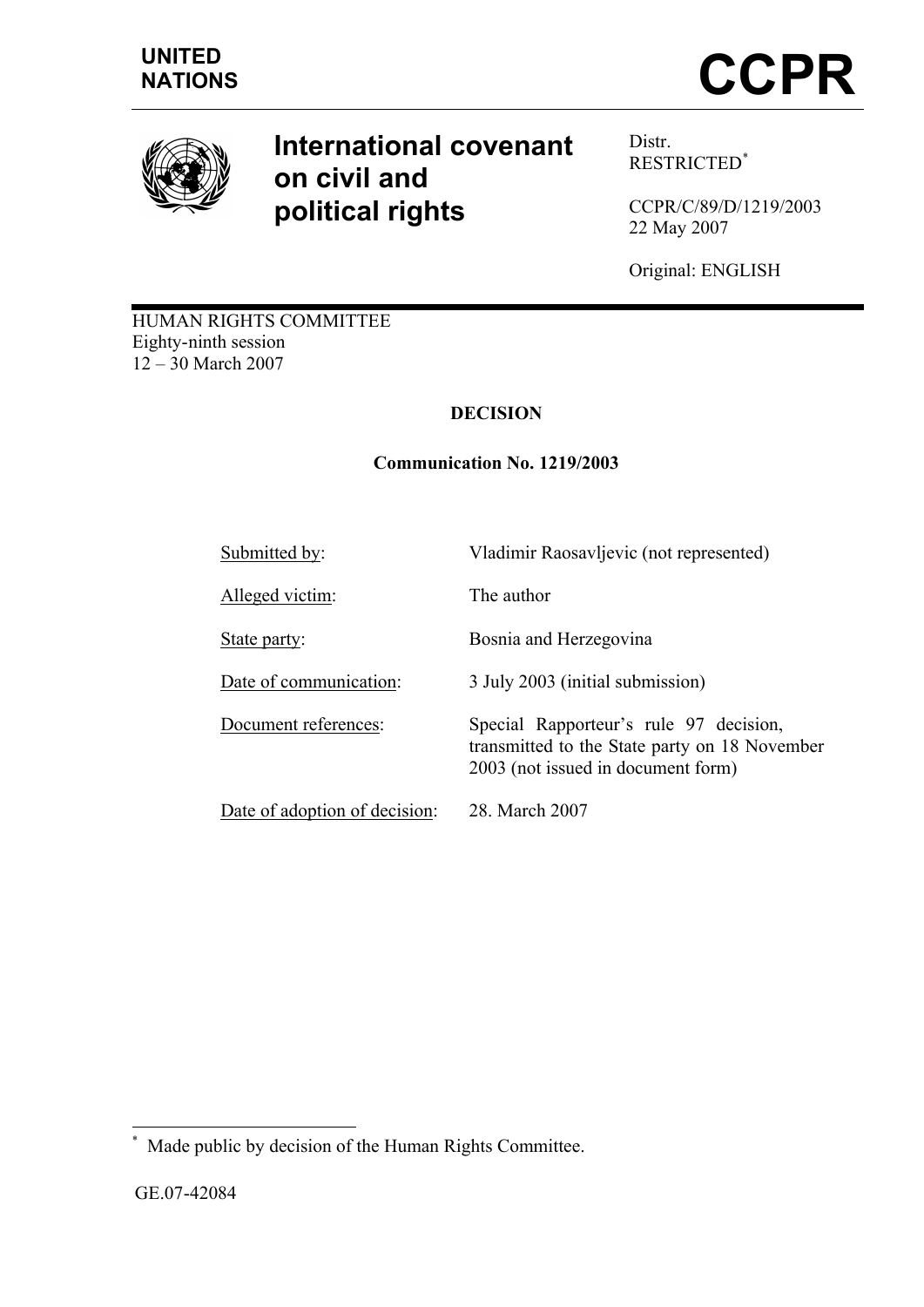UNITED NATIONS

# CCPR

# International covenant on civil and political rights

Distr.
RESTRICTED*

CCPR/C/89/D/1219/2003
22 May 2007

Original: ENGLISH

HUMAN RIGHTS COMMITTEE
Eighty-ninth session
12 – 30 March 2007

## DECISION

## Communication No. 1219/2003

| | |
|---|---|
| Submitted by: | Vladimir Raosavljevic (not represented) |
| Alleged victim: | The author |
| State party: | Bosnia and Herzegovina |
| Date of communication: | 3 July 2003 (initial submission) |
| Document references: | Special Rapporteur's rule 97 decision, transmitted to the State party on 18 November 2003 (not issued in document form) |
| Date of adoption of decision: | 28. March 2007 |

* Made public by decision of the Human Rights Committee.

GE.07-42084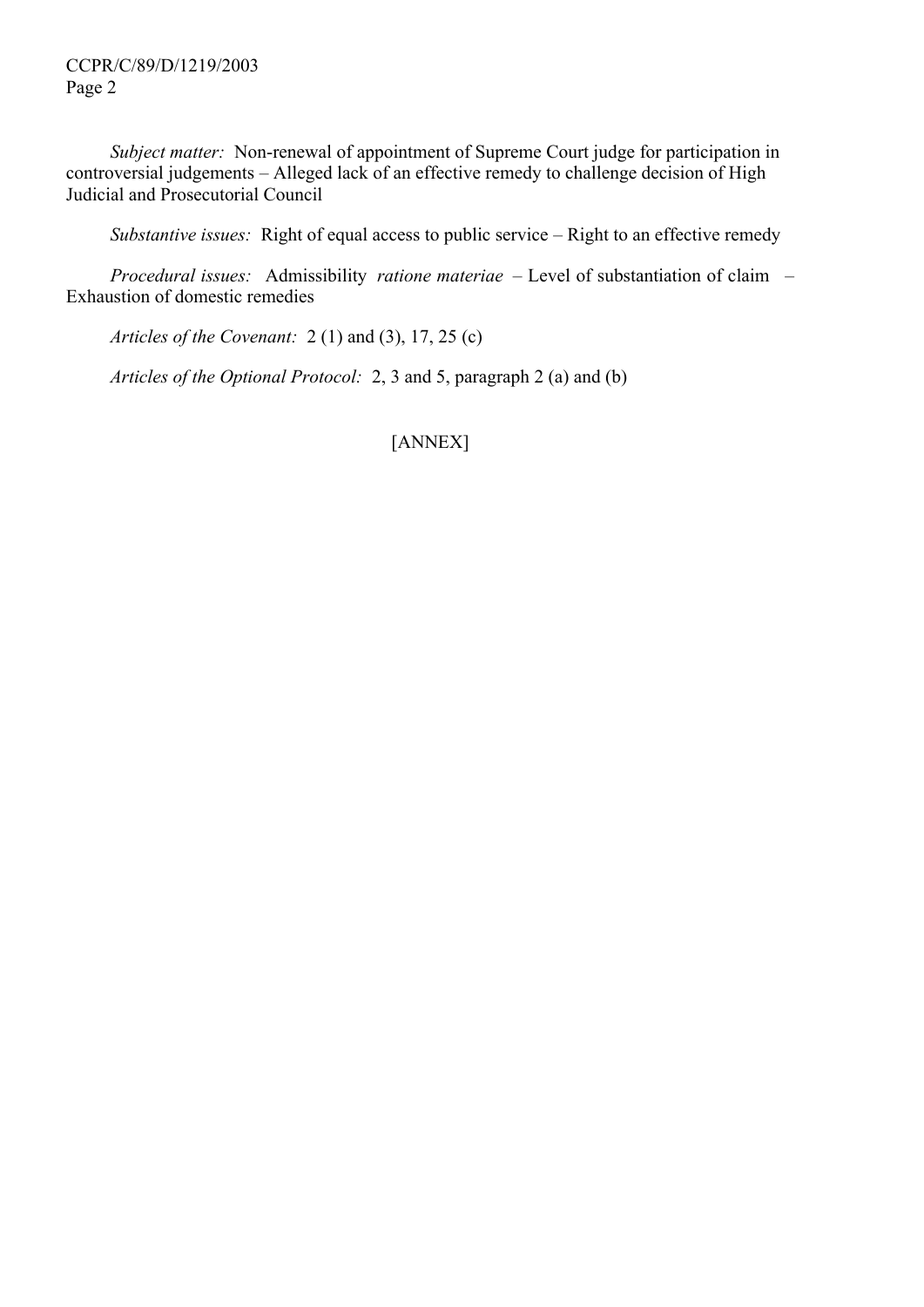*Subject matter:* Non-renewal of appointment of Supreme Court judge for participation in controversial judgements – Alleged lack of an effective remedy to challenge decision of High Judicial and Prosecutorial Council

*Substantive issues:* Right of equal access to public service – Right to an effective remedy

*Procedural issues:* Admissibility *ratione materiae* – Level of substantiation of claim – Exhaustion of domestic remedies

*Articles of the Covenant:* 2 (1) and (3), 17, 25 (c)

*Articles of the Optional Protocol:* 2, 3 and 5, paragraph 2 (a) and (b)

[ANNEX]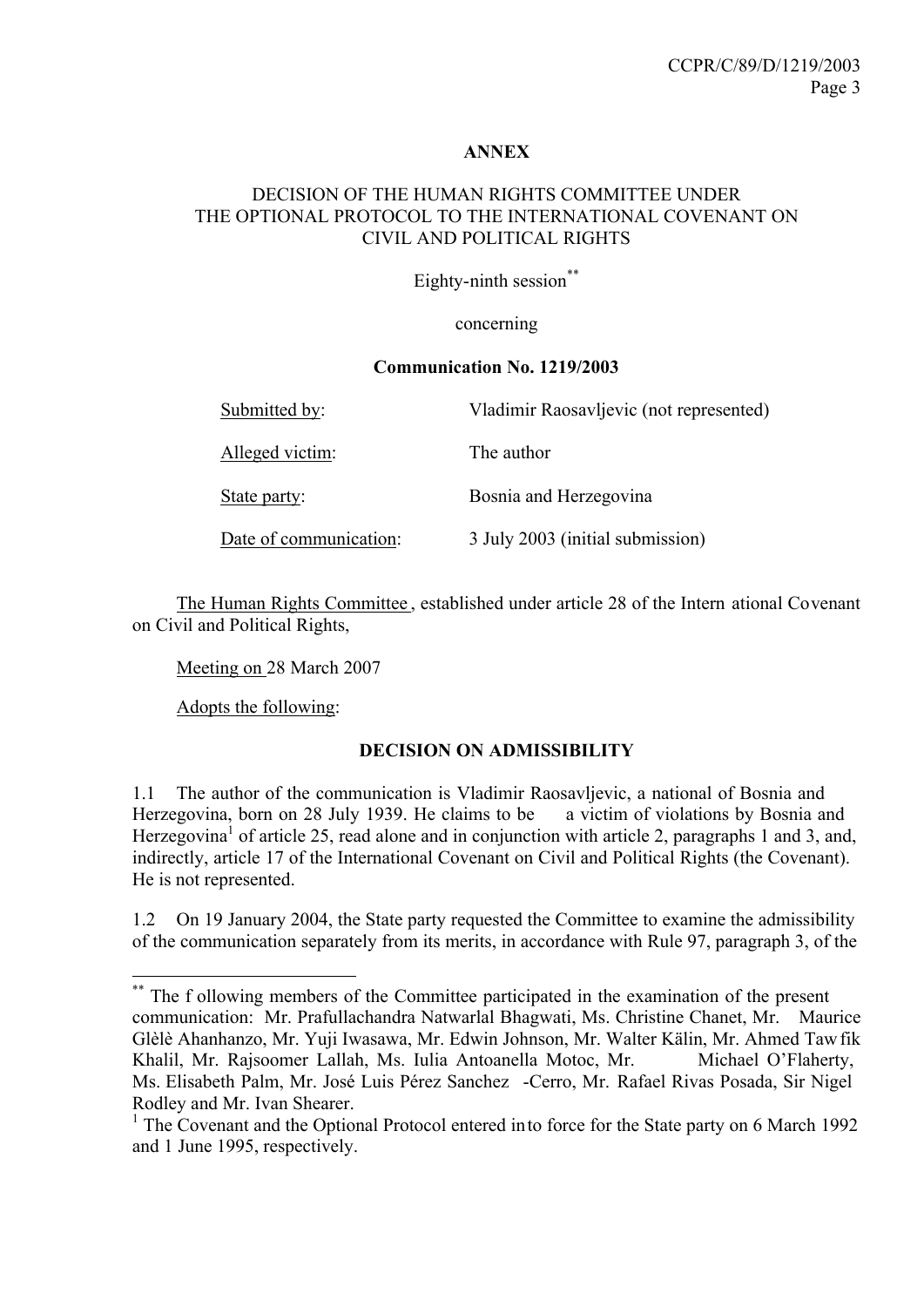**ANNEX**

DECISION OF THE HUMAN RIGHTS COMMITTEE UNDER THE OPTIONAL PROTOCOL TO THE INTERNATIONAL COVENANT ON CIVIL AND POLITICAL RIGHTS

Eighty-ninth session[**]

concerning

**Communication No. 1219/2003**

| | |
|---|---|
| Submitted by: | Vladimir Raosavljevic (not represented) |
| Alleged victim: | The author |
| State party: | Bosnia and Herzegovina |
| Date of communication: | 3 July 2003 (initial submission) |

The Human Rights Committee, established under article 28 of the International Covenant on Civil and Political Rights,

Meeting on 28 March 2007

Adopts the following:

**DECISION ON ADMISSIBILITY**

1.1 The author of the communication is Vladimir Raosavljevic, a national of Bosnia and Herzegovina, born on 28 July 1939. He claims to be a victim of violations by Bosnia and Herzegovina[1] of article 25, read alone and in conjunction with article 2, paragraphs 1 and 3, and, indirectly, article 17 of the International Covenant on Civil and Political Rights (the Covenant). He is not represented.

1.2 On 19 January 2004, the State party requested the Committee to examine the admissibility of the communication separately from its merits, in accordance with Rule 97, paragraph 3, of the

---

[**] The following members of the Committee participated in the examination of the present communication: Mr. Prafullachandra Natwarlal Bhagwati, Ms. Christine Chanet, Mr. Maurice Glèlè Ahanhanzo, Mr. Yuji Iwasawa, Mr. Edwin Johnson, Mr. Walter Kälin, Mr. Ahmed Tawfik Khalil, Mr. Rajsoomer Lallah, Ms. Iulia Antoanella Motoc, Mr. Michael O'Flaherty, Ms. Elisabeth Palm, Mr. José Luis Pérez Sanchez-Cerro, Mr. Rafael Rivas Posada, Sir Nigel Rodley and Mr. Ivan Shearer.

[1] The Covenant and the Optional Protocol entered into force for the State party on 6 March 1992 and 1 June 1995, respectively.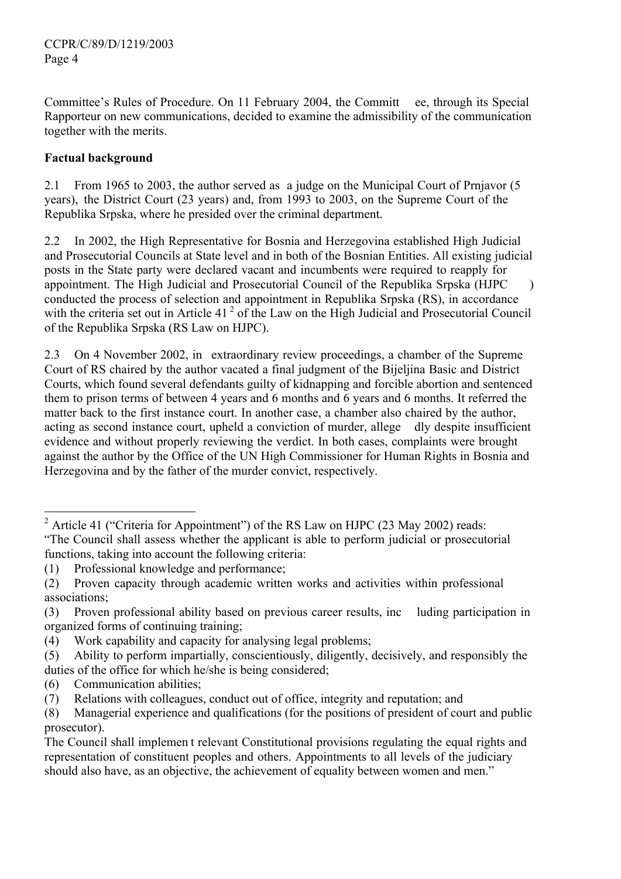Committee's Rules of Procedure. On 11 February 2004, the Committee, through its Special Rapporteur on new communications, decided to examine the admissibility of the communication together with the merits.

**Factual background**

2.1 From 1965 to 2003, the author served as a judge on the Municipal Court of Prnjavor (5 years), the District Court (23 years) and, from 1993 to 2003, on the Supreme Court of the Republika Srpska, where he presided over the criminal department.

2.2 In 2002, the High Representative for Bosnia and Herzegovina established High Judicial and Prosecutorial Councils at State level and in both of the Bosnian Entities. All existing judicial posts in the State party were declared vacant and incumbents were required to reapply for appointment. The High Judicial and Prosecutorial Council of the Republika Srpska (HJPC) conducted the process of selection and appointment in Republika Srpska (RS), in accordance with the criteria set out in Article 41 [2] of the Law on the High Judicial and Prosecutorial Council of the Republika Srpska (RS Law on HJPC).

2.3 On 4 November 2002, in extraordinary review proceedings, a chamber of the Supreme Court of RS chaired by the author vacated a final judgment of the Bijeljina Basic and District Courts, which found several defendants guilty of kidnapping and forcible abortion and sentenced them to prison terms of between 4 years and 6 months and 6 years and 6 months. It referred the matter back to the first instance court. In another case, a chamber also chaired by the author, acting as second instance court, upheld a conviction of murder, allegedly despite insufficient evidence and without properly reviewing the verdict. In both cases, complaints were brought against the author by the Office of the UN High Commissioner for Human Rights in Bosnia and Herzegovina and by the father of the murder convict, respectively.

---

[2] Article 41 ("Criteria for Appointment") of the RS Law on HJPC (23 May 2002) reads:
"The Council shall assess whether the applicant is able to perform judicial or prosecutorial functions, taking into account the following criteria:

(1) Professional knowledge and performance;
(2) Proven capacity through academic written works and activities within professional associations;
(3) Proven professional ability based on previous career results, including participation in organized forms of continuing training;
(4) Work capability and capacity for analysing legal problems;
(5) Ability to perform impartially, conscientiously, diligently, decisively, and responsibly the duties of the office for which he/she is being considered;
(6) Communication abilities;
(7) Relations with colleagues, conduct out of office, integrity and reputation; and
(8) Managerial experience and qualifications (for the positions of president of court and public prosecutor).

The Council shall implement relevant Constitutional provisions regulating the equal rights and representation of constituent peoples and others. Appointments to all levels of the judiciary should also have, as an objective, the achievement of equality between women and men."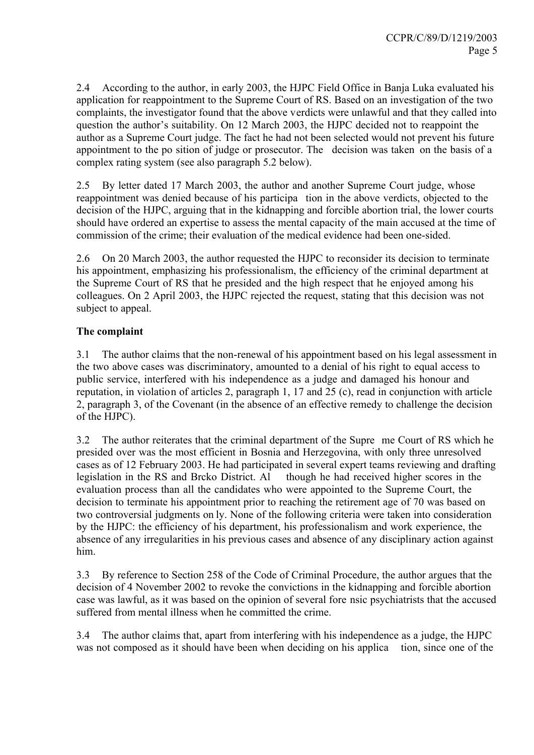2.4 According to the author, in early 2003, the HJPC Field Office in Banja Luka evaluated his application for reappointment to the Supreme Court of RS. Based on an investigation of the two complaints, the investigator found that the above verdicts were unlawful and that they called into question the author's suitability. On 12 March 2003, the HJPC decided not to reappoint the author as a Supreme Court judge. The fact he had not been selected would not prevent his future appointment to the position of judge or prosecutor. The decision was taken on the basis of a complex rating system (see also paragraph 5.2 below).

2.5 By letter dated 17 March 2003, the author and another Supreme Court judge, whose reappointment was denied because of his participation in the above verdicts, objected to the decision of the HJPC, arguing that in the kidnapping and forcible abortion trial, the lower courts should have ordered an expertise to assess the mental capacity of the main accused at the time of commission of the crime; their evaluation of the medical evidence had been one-sided.

2.6 On 20 March 2003, the author requested the HJPC to reconsider its decision to terminate his appointment, emphasizing his professionalism, the efficiency of the criminal department at the Supreme Court of RS that he presided and the high respect that he enjoyed among his colleagues. On 2 April 2003, the HJPC rejected the request, stating that this decision was not subject to appeal.

**The complaint**

3.1 The author claims that the non-renewal of his appointment based on his legal assessment in the two above cases was discriminatory, amounted to a denial of his right to equal access to public service, interfered with his independence as a judge and damaged his honour and reputation, in violation of articles 2, paragraph 1, 17 and 25 (c), read in conjunction with article 2, paragraph 3, of the Covenant (in the absence of an effective remedy to challenge the decision of the HJPC).

3.2 The author reiterates that the criminal department of the Supreme Court of RS which he presided over was the most efficient in Bosnia and Herzegovina, with only three unresolved cases as of 12 February 2003. He had participated in several expert teams reviewing and drafting legislation in the RS and Brcko District. Although he had received higher scores in the evaluation process than all the candidates who were appointed to the Supreme Court, the decision to terminate his appointment prior to reaching the retirement age of 70 was based on two controversial judgments only. None of the following criteria were taken into consideration by the HJPC: the efficiency of his department, his professionalism and work experience, the absence of any irregularities in his previous cases and absence of any disciplinary action against him.

3.3 By reference to Section 258 of the Code of Criminal Procedure, the author argues that the decision of 4 November 2002 to revoke the convictions in the kidnapping and forcible abortion case was lawful, as it was based on the opinion of several forensic psychiatrists that the accused suffered from mental illness when he committed the crime.

3.4 The author claims that, apart from interfering with his independence as a judge, the HJPC was not composed as it should have been when deciding on his application, since one of the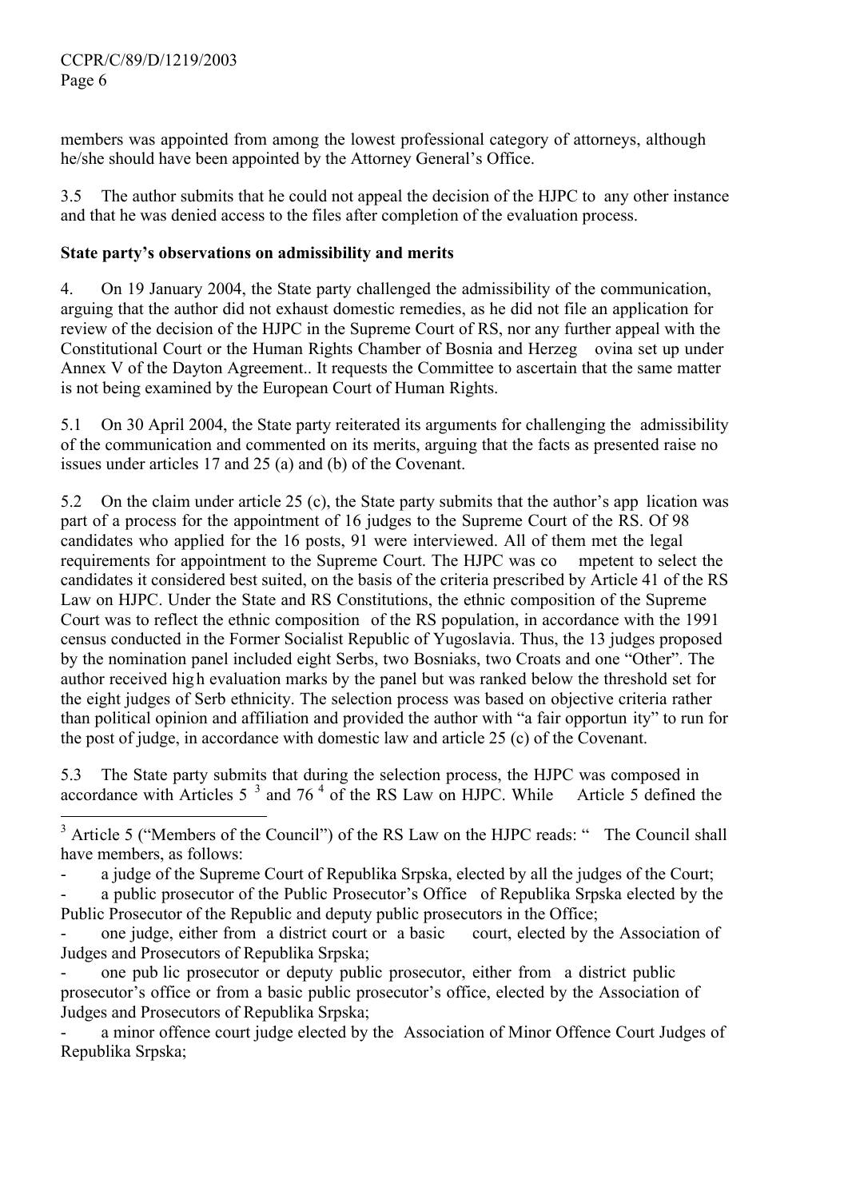members was appointed from among the lowest professional category of attorneys, although he/she should have been appointed by the Attorney General's Office.

3.5 The author submits that he could not appeal the decision of the HJPC to any other instance and that he was denied access to the files after completion of the evaluation process.

**State party's observations on admissibility and merits**

4. On 19 January 2004, the State party challenged the admissibility of the communication, arguing that the author did not exhaust domestic remedies, as he did not file an application for review of the decision of the HJPC in the Supreme Court of RS, nor any further appeal with the Constitutional Court or the Human Rights Chamber of Bosnia and Herzegovina set up under Annex V of the Dayton Agreement.. It requests the Committee to ascertain that the same matter is not being examined by the European Court of Human Rights.

5.1 On 30 April 2004, the State party reiterated its arguments for challenging the admissibility of the communication and commented on its merits, arguing that the facts as presented raise no issues under articles 17 and 25 (a) and (b) of the Covenant.

5.2 On the claim under article 25 (c), the State party submits that the author's application was part of a process for the appointment of 16 judges to the Supreme Court of the RS. Of 98 candidates who applied for the 16 posts, 91 were interviewed. All of them met the legal requirements for appointment to the Supreme Court. The HJPC was competent to select the candidates it considered best suited, on the basis of the criteria prescribed by Article 41 of the RS Law on HJPC. Under the State and RS Constitutions, the ethnic composition of the Supreme Court was to reflect the ethnic composition of the RS population, in accordance with the 1991 census conducted in the Former Socialist Republic of Yugoslavia. Thus, the 13 judges proposed by the nomination panel included eight Serbs, two Bosniaks, two Croats and one "Other". The author received high evaluation marks by the panel but was ranked below the threshold set for the eight judges of Serb ethnicity. The selection process was based on objective criteria rather than political opinion and affiliation and provided the author with "a fair opportunity" to run for the post of judge, in accordance with domestic law and article 25 (c) of the Covenant.

5.3 The State party submits that during the selection process, the HJPC was composed in accordance with Articles 5 [3] and 76 [4] of the RS Law on HJPC. While Article 5 defined the

---

[3] Article 5 ("Members of the Council") of the RS Law on the HJPC reads: " The Council shall have members, as follows:

- a judge of the Supreme Court of Republika Srpska, elected by all the judges of the Court;
- a public prosecutor of the Public Prosecutor's Office of Republika Srpska elected by the Public Prosecutor of the Republic and deputy public prosecutors in the Office;
- one judge, either from a district court or a basic court, elected by the Association of Judges and Prosecutors of Republika Srpska;
- one public prosecutor or deputy public prosecutor, either from a district public prosecutor's office or from a basic public prosecutor's office, elected by the Association of Judges and Prosecutors of Republika Srpska;
- a minor offence court judge elected by the Association of Minor Offence Court Judges of Republika Srpska;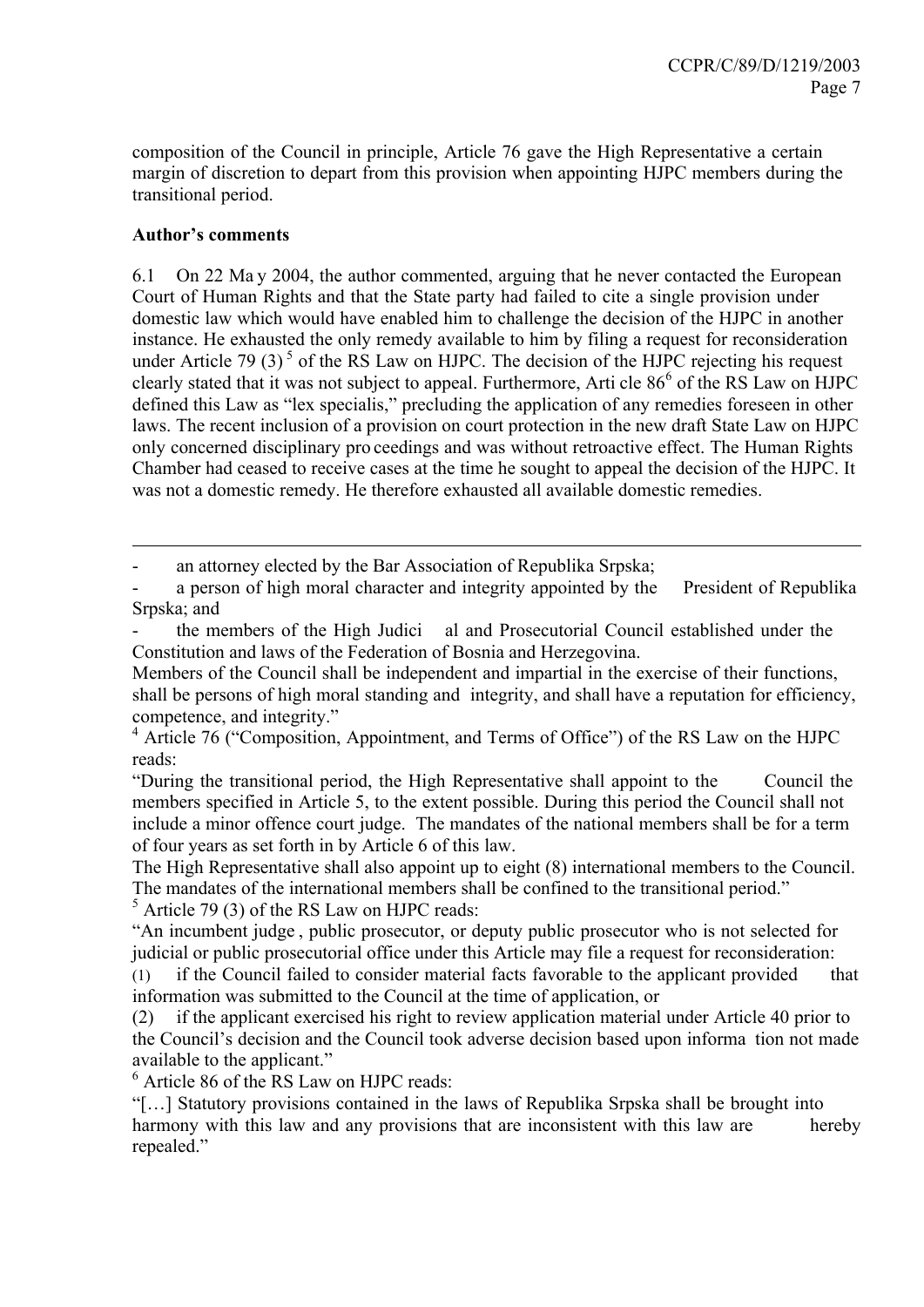composition of the Council in principle, Article 76 gave the High Representative a certain margin of discretion to depart from this provision when appointing HJPC members during the transitional period.

**Author's comments**

6.1 On 22 May 2004, the author commented, arguing that he never contacted the European Court of Human Rights and that the State party had failed to cite a single provision under domestic law which would have enabled him to challenge the decision of the HJPC in another instance. He exhausted the only remedy available to him by filing a request for reconsideration under Article 79 (3) [5] of the RS Law on HJPC. The decision of the HJPC rejecting his request clearly stated that it was not subject to appeal. Furthermore, Article 86[6] of the RS Law on HJPC defined this Law as "lex specialis," precluding the application of any remedies foreseen in other laws. The recent inclusion of a provision on court protection in the new draft State Law on HJPC only concerned disciplinary proceedings and was without retroactive effect. The Human Rights Chamber had ceased to receive cases at the time he sought to appeal the decision of the HJPC. It was not a domestic remedy. He therefore exhausted all available domestic remedies.

---

- an attorney elected by the Bar Association of Republika Srpska;
- a person of high moral character and integrity appointed by the President of Republika Srpska; and
- the members of the High Judicial and Prosecutorial Council established under the Constitution and laws of the Federation of Bosnia and Herzegovina.

Members of the Council shall be independent and impartial in the exercise of their functions, shall be persons of high moral standing and integrity, and shall have a reputation for efficiency, competence, and integrity."

[4] Article 76 ("Composition, Appointment, and Terms of Office") of the RS Law on the HJPC reads:

"During the transitional period, the High Representative shall appoint to the Council the members specified in Article 5, to the extent possible. During this period the Council shall not include a minor offence court judge. The mandates of the national members shall be for a term of four years as set forth in by Article 6 of this law.

The High Representative shall also appoint up to eight (8) international members to the Council. The mandates of the international members shall be confined to the transitional period."

[5] Article 79 (3) of the RS Law on HJPC reads:

"An incumbent judge, public prosecutor, or deputy public prosecutor who is not selected for judicial or public prosecutorial office under this Article may file a request for reconsideration:

(1) if the Council failed to consider material facts favorable to the applicant provided that information was submitted to the Council at the time of application, or

(2) if the applicant exercised his right to review application material under Article 40 prior to the Council's decision and the Council took adverse decision based upon information not made available to the applicant."

[6] Article 86 of the RS Law on HJPC reads:

"[…] Statutory provisions contained in the laws of Republika Srpska shall be brought into harmony with this law and any provisions that are inconsistent with this law are hereby repealed."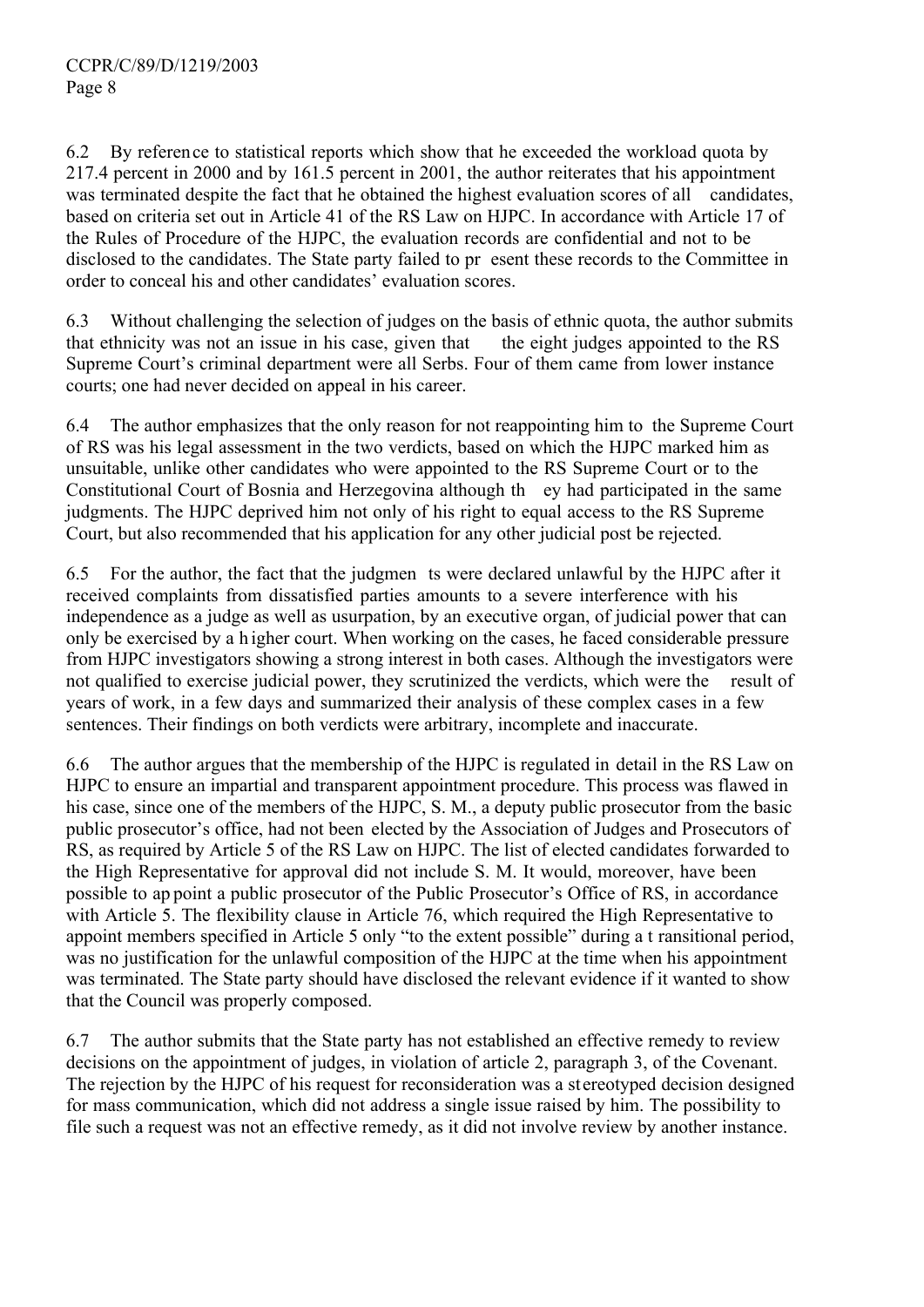6.2 By reference to statistical reports which show that he exceeded the workload quota by 217.4 percent in 2000 and by 161.5 percent in 2001, the author reiterates that his appointment was terminated despite the fact that he obtained the highest evaluation scores of all candidates, based on criteria set out in Article 41 of the RS Law on HJPC. In accordance with Article 17 of the Rules of Procedure of the HJPC, the evaluation records are confidential and not to be disclosed to the candidates. The State party failed to present these records to the Committee in order to conceal his and other candidates' evaluation scores.

6.3 Without challenging the selection of judges on the basis of ethnic quota, the author submits that ethnicity was not an issue in his case, given that the eight judges appointed to the RS Supreme Court's criminal department were all Serbs. Four of them came from lower instance courts; one had never decided on appeal in his career.

6.4 The author emphasizes that the only reason for not reappointing him to the Supreme Court of RS was his legal assessment in the two verdicts, based on which the HJPC marked him as unsuitable, unlike other candidates who were appointed to the RS Supreme Court or to the Constitutional Court of Bosnia and Herzegovina although they had participated in the same judgments. The HJPC deprived him not only of his right to equal access to the RS Supreme Court, but also recommended that his application for any other judicial post be rejected.

6.5 For the author, the fact that the judgments were declared unlawful by the HJPC after it received complaints from dissatisfied parties amounts to a severe interference with his independence as a judge as well as usurpation, by an executive organ, of judicial power that can only be exercised by a higher court. When working on the cases, he faced considerable pressure from HJPC investigators showing a strong interest in both cases. Although the investigators were not qualified to exercise judicial power, they scrutinized the verdicts, which were the result of years of work, in a few days and summarized their analysis of these complex cases in a few sentences. Their findings on both verdicts were arbitrary, incomplete and inaccurate.

6.6 The author argues that the membership of the HJPC is regulated in detail in the RS Law on HJPC to ensure an impartial and transparent appointment procedure. This process was flawed in his case, since one of the members of the HJPC, S. M., a deputy public prosecutor from the basic public prosecutor's office, had not been elected by the Association of Judges and Prosecutors of RS, as required by Article 5 of the RS Law on HJPC. The list of elected candidates forwarded to the High Representative for approval did not include S. M. It would, moreover, have been possible to appoint a public prosecutor of the Public Prosecutor's Office of RS, in accordance with Article 5. The flexibility clause in Article 76, which required the High Representative to appoint members specified in Article 5 only "to the extent possible" during a transitional period, was no justification for the unlawful composition of the HJPC at the time when his appointment was terminated. The State party should have disclosed the relevant evidence if it wanted to show that the Council was properly composed.

6.7 The author submits that the State party has not established an effective remedy to review decisions on the appointment of judges, in violation of article 2, paragraph 3, of the Covenant. The rejection by the HJPC of his request for reconsideration was a stereotyped decision designed for mass communication, which did not address a single issue raised by him. The possibility to file such a request was not an effective remedy, as it did not involve review by another instance.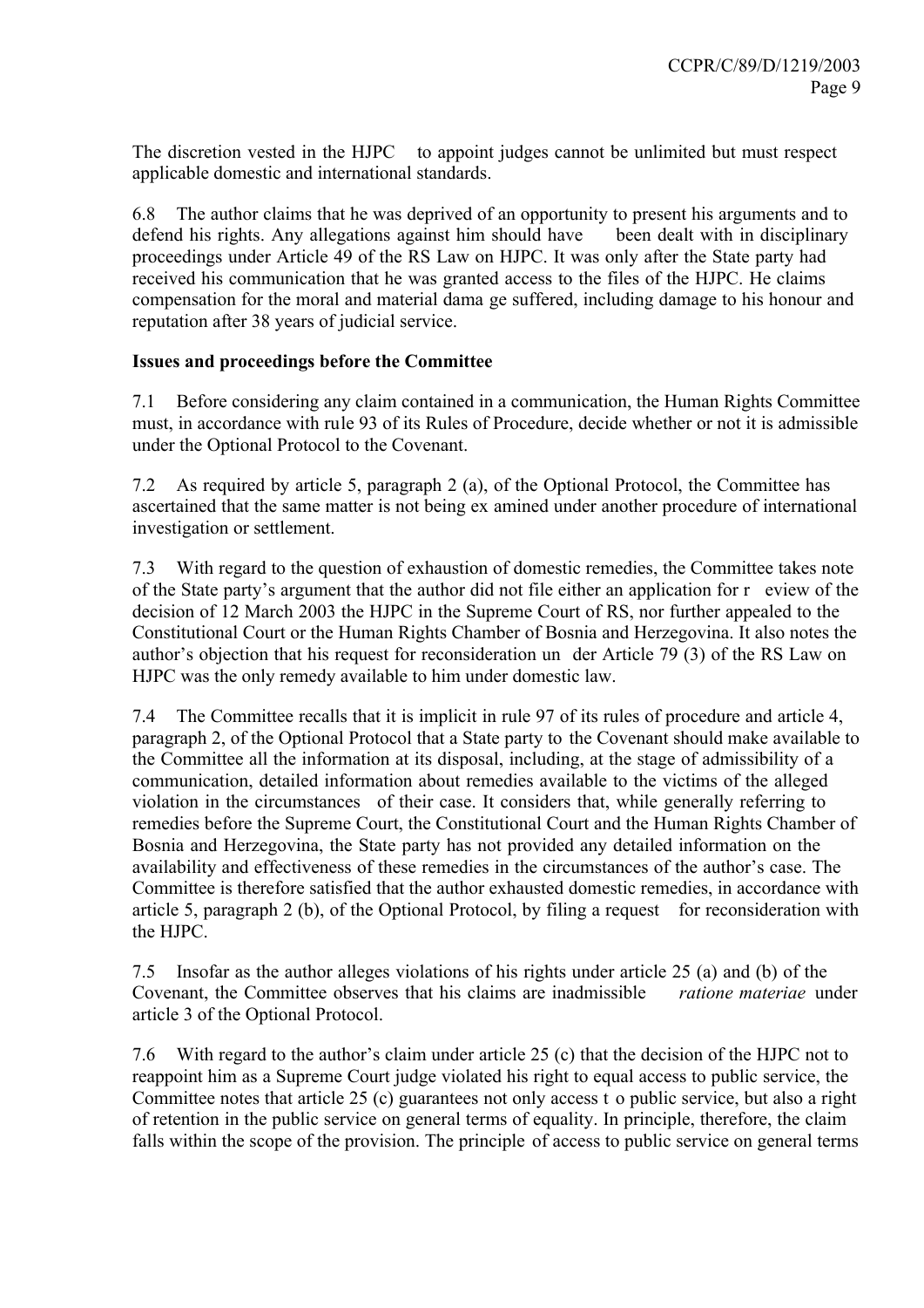The discretion vested in the HJPC to appoint judges cannot be unlimited but must respect applicable domestic and international standards.

6.8 The author claims that he was deprived of an opportunity to present his arguments and to defend his rights. Any allegations against him should have been dealt with in disciplinary proceedings under Article 49 of the RS Law on HJPC. It was only after the State party had received his communication that he was granted access to the files of the HJPC. He claims compensation for the moral and material damage suffered, including damage to his honour and reputation after 38 years of judicial service.

**Issues and proceedings before the Committee**

7.1 Before considering any claim contained in a communication, the Human Rights Committee must, in accordance with rule 93 of its Rules of Procedure, decide whether or not it is admissible under the Optional Protocol to the Covenant.

7.2 As required by article 5, paragraph 2 (a), of the Optional Protocol, the Committee has ascertained that the same matter is not being examined under another procedure of international investigation or settlement.

7.3 With regard to the question of exhaustion of domestic remedies, the Committee takes note of the State party's argument that the author did not file either an application for review of the decision of 12 March 2003 the HJPC in the Supreme Court of RS, nor further appealed to the Constitutional Court or the Human Rights Chamber of Bosnia and Herzegovina. It also notes the author's objection that his request for reconsideration under Article 79 (3) of the RS Law on HJPC was the only remedy available to him under domestic law.

7.4 The Committee recalls that it is implicit in rule 97 of its rules of procedure and article 4, paragraph 2, of the Optional Protocol that a State party to the Covenant should make available to the Committee all the information at its disposal, including, at the stage of admissibility of a communication, detailed information about remedies available to the victims of the alleged violation in the circumstances of their case. It considers that, while generally referring to remedies before the Supreme Court, the Constitutional Court and the Human Rights Chamber of Bosnia and Herzegovina, the State party has not provided any detailed information on the availability and effectiveness of these remedies in the circumstances of the author's case. The Committee is therefore satisfied that the author exhausted domestic remedies, in accordance with article 5, paragraph 2 (b), of the Optional Protocol, by filing a request for reconsideration with the HJPC.

7.5 Insofar as the author alleges violations of his rights under article 25 (a) and (b) of the Covenant, the Committee observes that his claims are inadmissible *ratione materiae* under article 3 of the Optional Protocol.

7.6 With regard to the author's claim under article 25 (c) that the decision of the HJPC not to reappoint him as a Supreme Court judge violated his right to equal access to public service, the Committee notes that article 25 (c) guarantees not only access to public service, but also a right of retention in the public service on general terms of equality. In principle, therefore, the claim falls within the scope of the provision. The principle of access to public service on general terms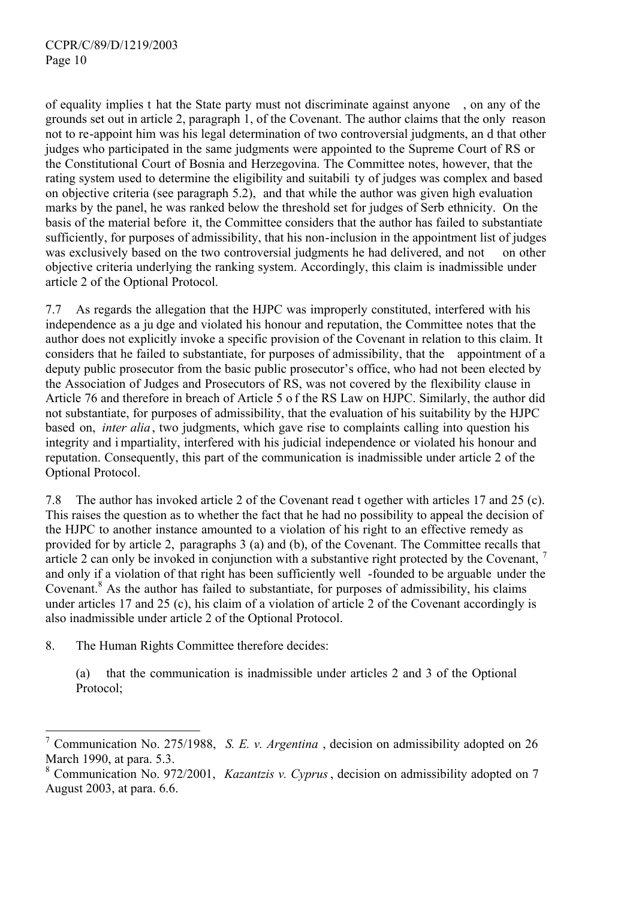of equality implies that the State party must not discriminate against anyone, on any of the grounds set out in article 2, paragraph 1, of the Covenant. The author claims that the only reason not to re-appoint him was his legal determination of two controversial judgments, and that other judges who participated in the same judgments were appointed to the Supreme Court of RS or the Constitutional Court of Bosnia and Herzegovina. The Committee notes, however, that the rating system used to determine the eligibility and suitability of judges was complex and based on objective criteria (see paragraph 5.2), and that while the author was given high evaluation marks by the panel, he was ranked below the threshold set for judges of Serb ethnicity. On the basis of the material before it, the Committee considers that the author has failed to substantiate sufficiently, for purposes of admissibility, that his non-inclusion in the appointment list of judges was exclusively based on the two controversial judgments he had delivered, and not on other objective criteria underlying the ranking system. Accordingly, this claim is inadmissible under article 2 of the Optional Protocol.

7.7 As regards the allegation that the HJPC was improperly constituted, interfered with his independence as a judge and violated his honour and reputation, the Committee notes that the author does not explicitly invoke a specific provision of the Covenant in relation to this claim. It considers that he failed to substantiate, for purposes of admissibility, that the appointment of a deputy public prosecutor from the basic public prosecutor's office, who had not been elected by the Association of Judges and Prosecutors of RS, was not covered by the flexibility clause in Article 76 and therefore in breach of Article 5 of the RS Law on HJPC. Similarly, the author did not substantiate, for purposes of admissibility, that the evaluation of his suitability by the HJPC based on, *inter alia*, two judgments, which gave rise to complaints calling into question his integrity and impartiality, interfered with his judicial independence or violated his honour and reputation. Consequently, this part of the communication is inadmissible under article 2 of the Optional Protocol.

7.8 The author has invoked article 2 of the Covenant read together with articles 17 and 25 (c). This raises the question as to whether the fact that he had no possibility to appeal the decision of the HJPC to another instance amounted to a violation of his right to an effective remedy as provided for by article 2, paragraphs 3 (a) and (b), of the Covenant. The Committee recalls that article 2 can only be invoked in conjunction with a substantive right protected by the Covenant,[7] and only if a violation of that right has been sufficiently well-founded to be arguable under the Covenant.[8] As the author has failed to substantiate, for purposes of admissibility, his claims under articles 17 and 25 (c), his claim of a violation of article 2 of the Covenant accordingly is also inadmissible under article 2 of the Optional Protocol.

8. The Human Rights Committee therefore decides:

(a) that the communication is inadmissible under articles 2 and 3 of the Optional Protocol;

---

[7] Communication No. 275/1988, *S. E. v. Argentina*, decision on admissibility adopted on 26 March 1990, at para. 5.3.

[8] Communication No. 972/2001, *Kazantzis v. Cyprus*, decision on admissibility adopted on 7 August 2003, at para. 6.6.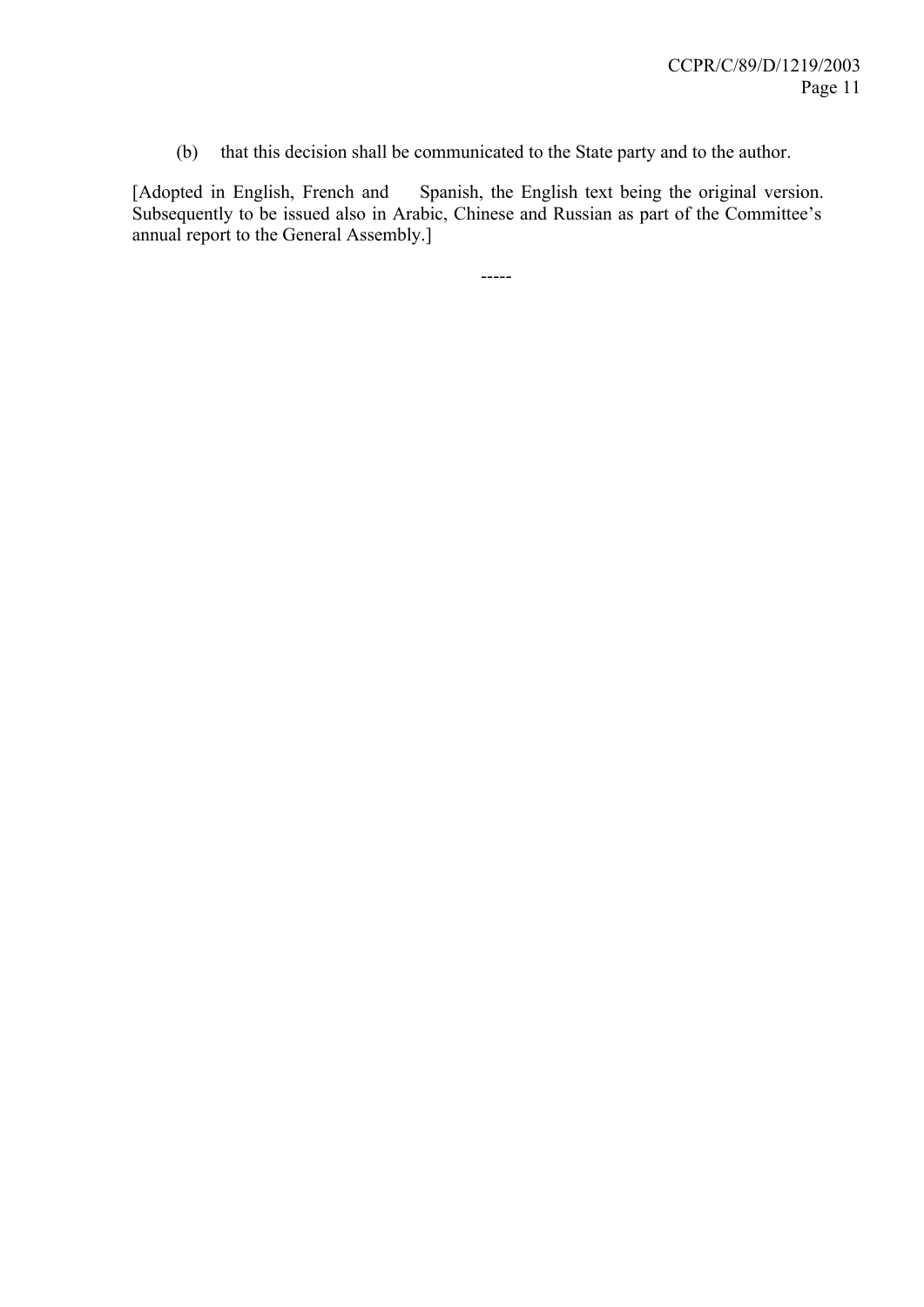(b) that this decision shall be communicated to the State party and to the author.

[Adopted in English, French and Spanish, the English text being the original version. Subsequently to be issued also in Arabic, Chinese and Russian as part of the Committee's annual report to the General Assembly.]

-----